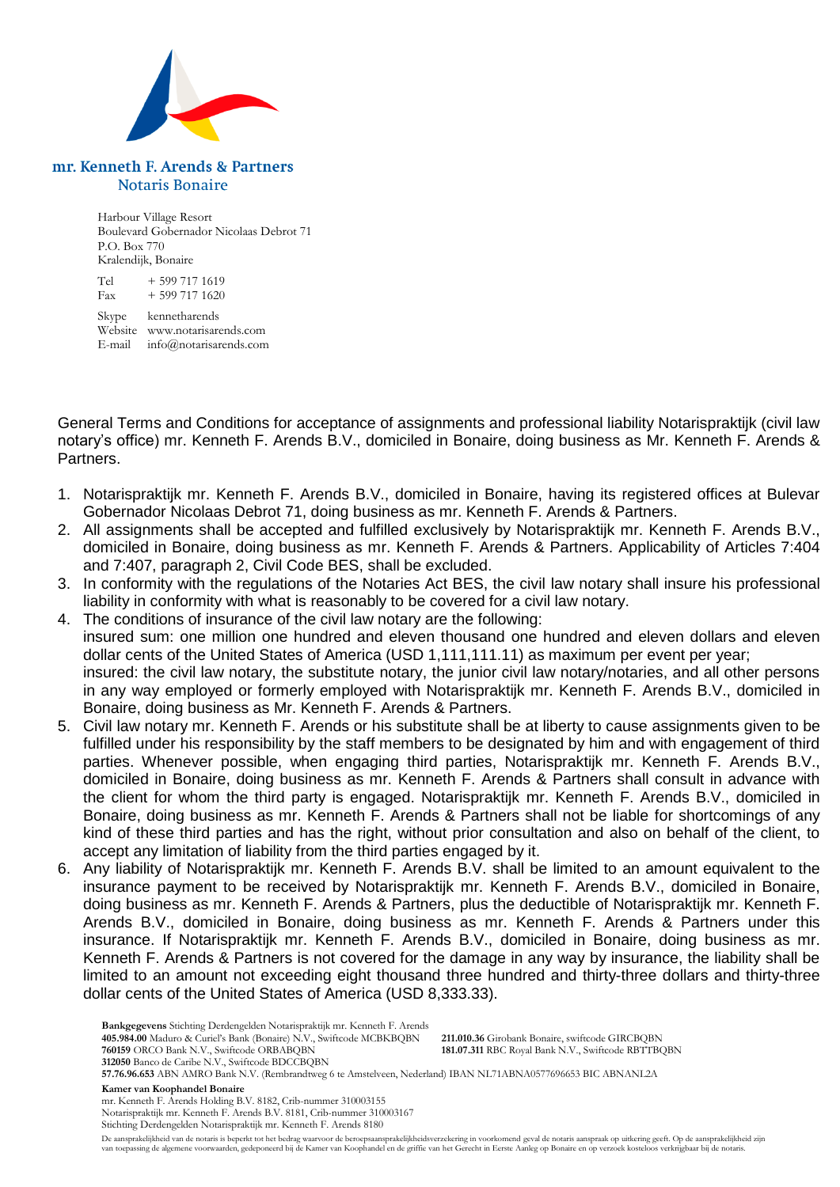**mr. Kenneth F. Arends & Partners**
Notaris Bonaire

Harbour Village Resort
Boulevard Gobernador Nicolaas Debrot 71
P.O. Box 770
Kralendijk, Bonaire

Tel + 599 717 1619
Fax + 599 717 1620

Skype kennetharends
Website www.notarisarends.com
E-mail info@notarisarends.com

General Terms and Conditions for acceptance of assignments and professional liability Notarispraktijk (civil law notary's office) mr. Kenneth F. Arends B.V., domiciled in Bonaire, doing business as Mr. Kenneth F. Arends & Partners.

1. Notarispraktijk mr. Kenneth F. Arends B.V., domiciled in Bonaire, having its registered offices at Bulevar Gobernador Nicolaas Debrot 71, doing business as mr. Kenneth F. Arends & Partners.
2. All assignments shall be accepted and fulfilled exclusively by Notarispraktijk mr. Kenneth F. Arends B.V., domiciled in Bonaire, doing business as mr. Kenneth F. Arends & Partners. Applicability of Articles 7:404 and 7:407, paragraph 2, Civil Code BES, shall be excluded.
3. In conformity with the regulations of the Notaries Act BES, the civil law notary shall insure his professional liability in conformity with what is reasonably to be covered for a civil law notary.
4. The conditions of insurance of the civil law notary are the following:
   insured sum: one million one hundred and eleven thousand one hundred and eleven dollars and eleven dollar cents of the United States of America (USD 1,111,111.11) as maximum per event per year;
   insured: the civil law notary, the substitute notary, the junior civil law notary/notaries, and all other persons in any way employed or formerly employed with Notarispraktijk mr. Kenneth F. Arends B.V., domiciled in Bonaire, doing business as Mr. Kenneth F. Arends & Partners.
5. Civil law notary mr. Kenneth F. Arends or his substitute shall be at liberty to cause assignments given to be fulfilled under his responsibility by the staff members to be designated by him and with engagement of third parties. Whenever possible, when engaging third parties, Notarispraktijk mr. Kenneth F. Arends B.V., domiciled in Bonaire, doing business as mr. Kenneth F. Arends & Partners shall consult in advance with the client for whom the third party is engaged. Notarispraktijk mr. Kenneth F. Arends B.V., domiciled in Bonaire, doing business as mr. Kenneth F. Arends & Partners shall not be liable for shortcomings of any kind of these third parties and has the right, without prior consultation and also on behalf of the client, to accept any limitation of liability from the third parties engaged by it.
6. Any liability of Notarispraktijk mr. Kenneth F. Arends B.V. shall be limited to an amount equivalent to the insurance payment to be received by Notarispraktijk mr. Kenneth F. Arends B.V., domiciled in Bonaire, doing business as mr. Kenneth F. Arends & Partners, plus the deductible of Notarispraktijk mr. Kenneth F. Arends B.V., domiciled in Bonaire, doing business as mr. Kenneth F. Arends & Partners under this insurance. If Notarispraktijk mr. Kenneth F. Arends B.V., domiciled in Bonaire, doing business as mr. Kenneth F. Arends & Partners is not covered for the damage in any way by insurance, the liability shall be limited to an amount not exceeding eight thousand three hundred and thirty-three dollars and thirty-three dollar cents of the United States of America (USD 8,333.33).

**Bankgegevens** Stichting Derdengelden Notarispraktijk mr. Kenneth F. Arends
**405.984.00** Maduro & Curiel's Bank (Bonaire) N.V., Swiftcode MCBKBQBN
**760159** ORCO Bank N.V., Swiftcode ORBABQBN
**312050** Banco de Caribe N.V., Swiftcode BDCCBQBN
**211.010.36** Girobank Bonaire, swiftcode GIRCBQBN
**181.07.311** RBC Royal Bank N.V., Swiftcode RBTTBQBN
**57.76.96.653** ABN AMRO Bank N.V. (Rembrandtweg 6 te Amstelveen, Nederland) IBAN NL71ABNA0577696653 BIC ABNANL2A

**Kamer van Koophandel Bonaire**
mr. Kenneth F. Arends Holding B.V. 8182, Crib-nummer 310003155
Notarispraktijk mr. Kenneth F. Arends B.V. 8181, Crib-nummer 310003167
Stichting Derdengelden Notarispraktijk mr. Kenneth F. Arends 8180

De aansprakelijkheid van de notaris is beperkt tot het bedrag waarvoor de beroepsaansprakelijkheidsverzekering in voorkomend geval de notaris aanspraak op uitkering geeft. Op de aansprakelijkheid zijn van toepassing de algemene voorwaarden, gedeponeerd bij de Kamer van Koophandel en de griffie van het Gerecht in Eerste Aanleg op Bonaire en op verzoek kosteloos verkrijgbaar bij de notaris.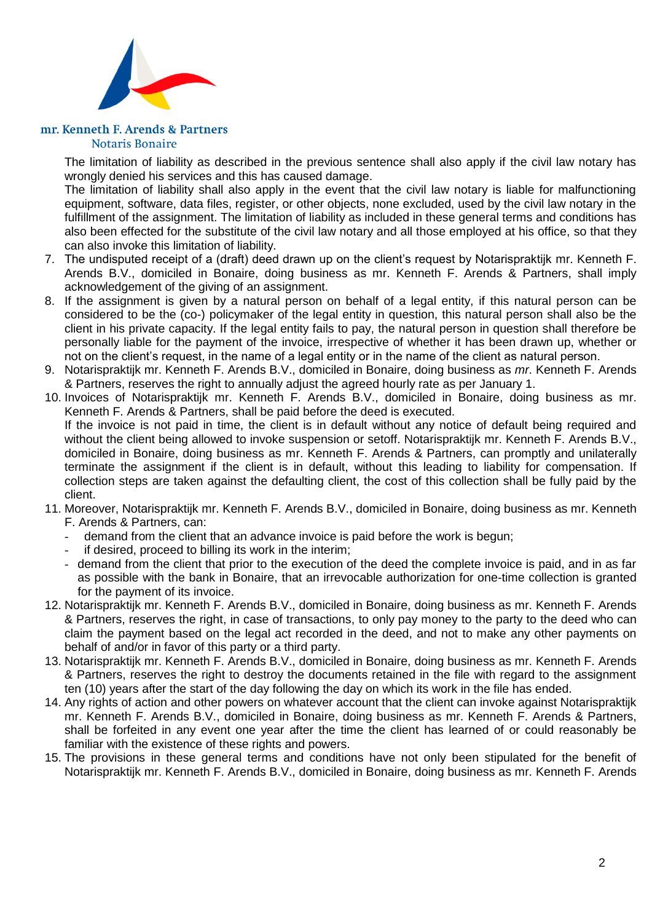The limitation of liability as described in the previous sentence shall also apply if the civil law notary has wrongly denied his services and this has caused damage.
The limitation of liability shall also apply in the event that the civil law notary is liable for malfunctioning equipment, software, data files, register, or other objects, none excluded, used by the civil law notary in the fulfillment of the assignment. The limitation of liability as included in these general terms and conditions has also been effected for the substitute of the civil law notary and all those employed at his office, so that they can also invoke this limitation of liability.

7. The undisputed receipt of a (draft) deed drawn up on the client's request by Notarispraktijk mr. Kenneth F. Arends B.V., domiciled in Bonaire, doing business as mr. Kenneth F. Arends & Partners, shall imply acknowledgement of the giving of an assignment.
8. If the assignment is given by a natural person on behalf of a legal entity, if this natural person can be considered to be the (co-) policymaker of the legal entity in question, this natural person shall also be the client in his private capacity. If the legal entity fails to pay, the natural person in question shall therefore be personally liable for the payment of the invoice, irrespective of whether it has been drawn up, whether or not on the client's request, in the name of a legal entity or in the name of the client as natural person.
9. Notarispraktijk mr. Kenneth F. Arends B.V., domiciled in Bonaire, doing business as *mr*. Kenneth F. Arends & Partners, reserves the right to annually adjust the agreed hourly rate as per January 1.
10. Invoices of Notarispraktijk mr. Kenneth F. Arends B.V., domiciled in Bonaire, doing business as mr. Kenneth F. Arends & Partners, shall be paid before the deed is executed.
If the invoice is not paid in time, the client is in default without any notice of default being required and without the client being allowed to invoke suspension or setoff. Notarispraktijk mr. Kenneth F. Arends B.V., domiciled in Bonaire, doing business as mr. Kenneth F. Arends & Partners, can promptly and unilaterally terminate the assignment if the client is in default, without this leading to liability for compensation. If collection steps are taken against the defaulting client, the cost of this collection shall be fully paid by the client.
11. Moreover, Notarispraktijk mr. Kenneth F. Arends B.V., domiciled in Bonaire, doing business as mr. Kenneth F. Arends & Partners, can:
    - demand from the client that an advance invoice is paid before the work is begun;
    - if desired, proceed to billing its work in the interim;
    - demand from the client that prior to the execution of the deed the complete invoice is paid, and in as far as possible with the bank in Bonaire, that an irrevocable authorization for one-time collection is granted for the payment of its invoice.
12. Notarispraktijk mr. Kenneth F. Arends B.V., domiciled in Bonaire, doing business as mr. Kenneth F. Arends & Partners, reserves the right, in case of transactions, to only pay money to the party to the deed who can claim the payment based on the legal act recorded in the deed, and not to make any other payments on behalf of and/or in favor of this party or a third party.
13. Notarispraktijk mr. Kenneth F. Arends B.V., domiciled in Bonaire, doing business as mr. Kenneth F. Arends & Partners, reserves the right to destroy the documents retained in the file with regard to the assignment ten (10) years after the start of the day following the day on which its work in the file has ended.
14. Any rights of action and other powers on whatever account that the client can invoke against Notarispraktijk mr. Kenneth F. Arends B.V., domiciled in Bonaire, doing business as mr. Kenneth F. Arends & Partners, shall be forfeited in any event one year after the time the client has learned of or could reasonably be familiar with the existence of these rights and powers.
15. The provisions in these general terms and conditions have not only been stipulated for the benefit of Notarispraktijk mr. Kenneth F. Arends B.V., domiciled in Bonaire, doing business as mr. Kenneth F. Arends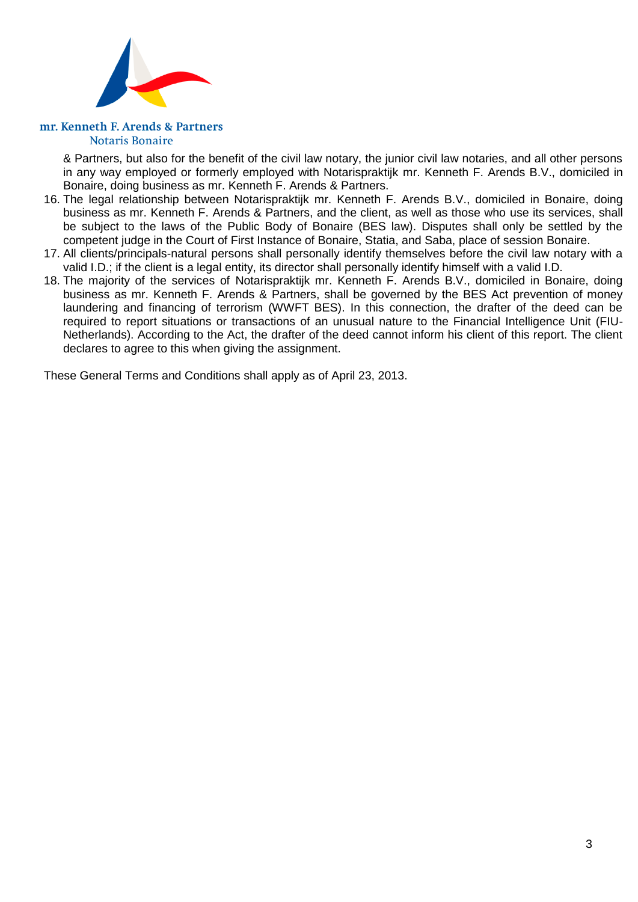& Partners, but also for the benefit of the civil law notary, the junior civil law notaries, and all other persons in any way employed or formerly employed with Notarispraktijk mr. Kenneth F. Arends B.V., domiciled in Bonaire, doing business as mr. Kenneth F. Arends & Partners.

16. The legal relationship between Notarispraktijk mr. Kenneth F. Arends B.V., domiciled in Bonaire, doing business as mr. Kenneth F. Arends & Partners, and the client, as well as those who use its services, shall be subject to the laws of the Public Body of Bonaire (BES law). Disputes shall only be settled by the competent judge in the Court of First Instance of Bonaire, Statia, and Saba, place of session Bonaire.
17. All clients/principals-natural persons shall personally identify themselves before the civil law notary with a valid I.D.; if the client is a legal entity, its director shall personally identify himself with a valid I.D.
18. The majority of the services of Notarispraktijk mr. Kenneth F. Arends B.V., domiciled in Bonaire, doing business as mr. Kenneth F. Arends & Partners, shall be governed by the BES Act prevention of money laundering and financing of terrorism (WWFT BES). In this connection, the drafter of the deed can be required to report situations or transactions of an unusual nature to the Financial Intelligence Unit (FIU-Netherlands). According to the Act, the drafter of the deed cannot inform his client of this report. The client declares to agree to this when giving the assignment.

These General Terms and Conditions shall apply as of April 23, 2013.